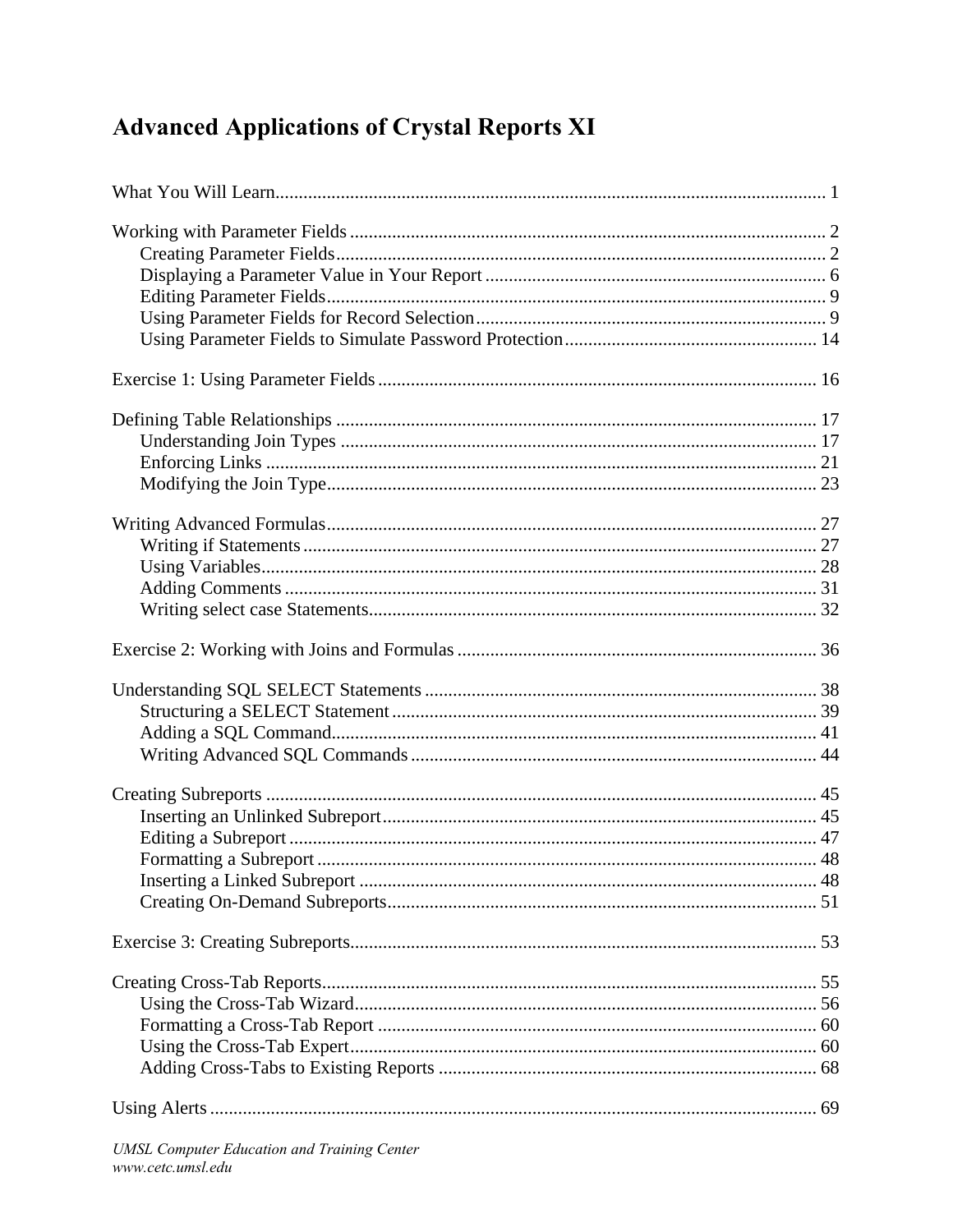# Advanced Applications of Crystal Reports XI

What You Will Learn ..... 1

Working with Parameter Fields ..... 2
- Creating Parameter Fields ..... 2
- Displaying a Parameter Value in Your Report ..... 6
- Editing Parameter Fields ..... 9
- Using Parameter Fields for Record Selection ..... 9
- Using Parameter Fields to Simulate Password Protection ..... 14

Exercise 1: Using Parameter Fields ..... 16

Defining Table Relationships ..... 17
- Understanding Join Types ..... 17
- Enforcing Links ..... 21
- Modifying the Join Type ..... 23

Writing Advanced Formulas ..... 27
- Writing if Statements ..... 27
- Using Variables ..... 28
- Adding Comments ..... 31
- Writing select case Statements ..... 32

Exercise 2: Working with Joins and Formulas ..... 36

Understanding SQL SELECT Statements ..... 38
- Structuring a SELECT Statement ..... 39
- Adding a SQL Command ..... 41
- Writing Advanced SQL Commands ..... 44

Creating Subreports ..... 45
- Inserting an Unlinked Subreport ..... 45
- Editing a Subreport ..... 47
- Formatting a Subreport ..... 48
- Inserting a Linked Subreport ..... 48
- Creating On-Demand Subreports ..... 51

Exercise 3: Creating Subreports ..... 53

Creating Cross-Tab Reports ..... 55
- Using the Cross-Tab Wizard ..... 56
- Formatting a Cross-Tab Report ..... 60
- Using the Cross-Tab Expert ..... 60
- Adding Cross-Tabs to Existing Reports ..... 68

Using Alerts ..... 69

*UMSL Computer Education and Training Center*
*www.cetc.umsl.edu*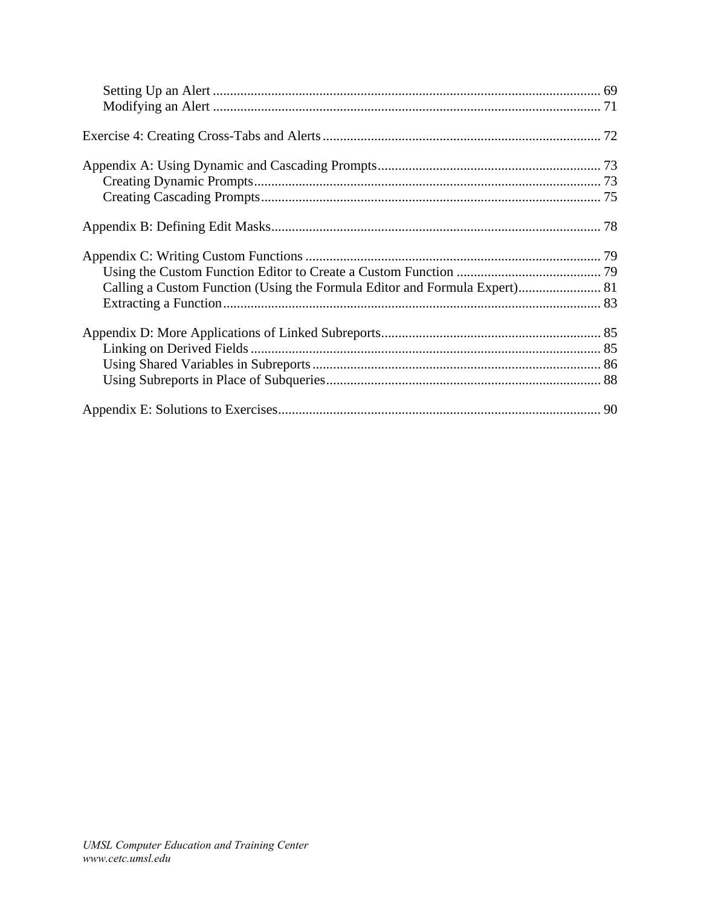Setting Up an Alert ................................................................................................................ 69
Modifying an Alert ................................................................................................................ 71

Exercise 4: Creating Cross-Tabs and Alerts ................................................................................ 72

Appendix A: Using Dynamic and Cascading Prompts ................................................................. 73
Creating Dynamic Prompts .................................................................................................... 73
Creating Cascading Prompts .................................................................................................. 75

Appendix B: Defining Edit Masks ............................................................................................... 78

Appendix C: Writing Custom Functions ..................................................................................... 79
Using the Custom Function Editor to Create a Custom Function .......................................... 79
Calling a Custom Function (Using the Formula Editor and Formula Expert) ........................ 81
Extracting a Function ............................................................................................................. 83

Appendix D: More Applications of Linked Subreports ............................................................... 85
Linking on Derived Fields ..................................................................................................... 85
Using Shared Variables in Subreports ................................................................................... 86
Using Subreports in Place of Subqueries ............................................................................... 88

Appendix E: Solutions to Exercises ............................................................................................. 90

*UMSL Computer Education and Training Center*
*www.cetc.umsl.edu*